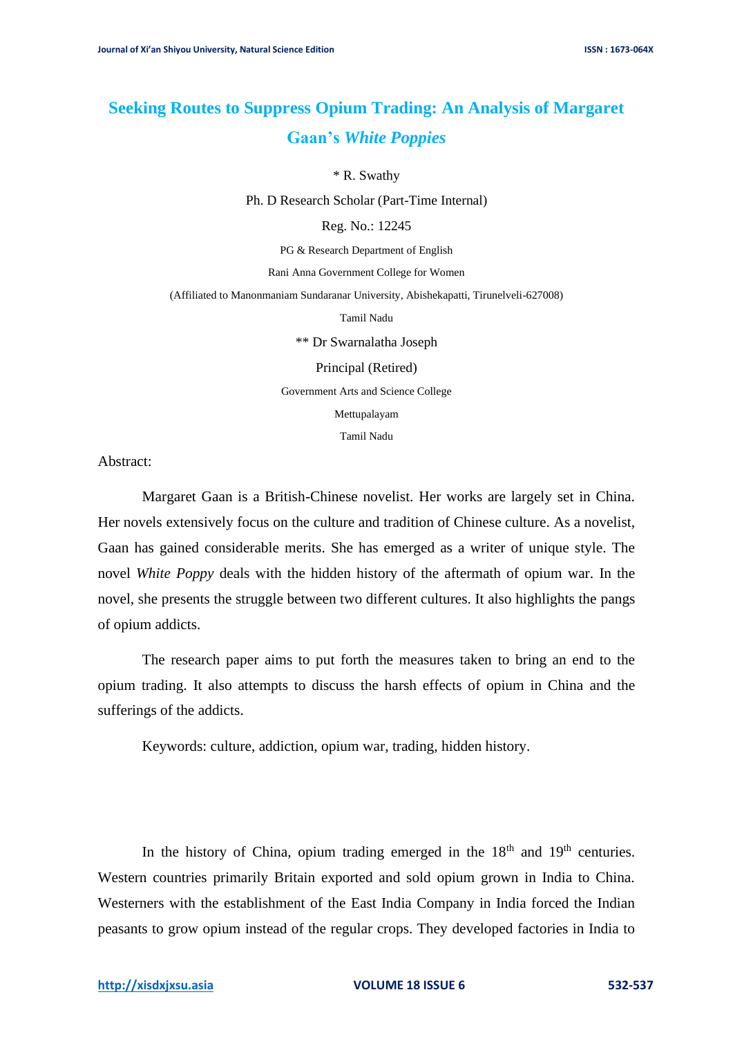# Seeking Routes to Suppress Opium Trading: An Analysis of Margaret Gaan's *White Poppies*

\* R. Swathy

Ph. D Research Scholar (Part-Time Internal)

Reg. No.: 12245

PG & Research Department of English

Rani Anna Government College for Women

(Affiliated to Manonmaniam Sundaranar University, Abishekapatti, Tirunelveli-627008)

Tamil Nadu

\*\* Dr Swarnalatha Joseph

Principal (Retired)

Government Arts and Science College

Mettupalayam

Tamil Nadu

Abstract:

Margaret Gaan is a British-Chinese novelist. Her works are largely set in China. Her novels extensively focus on the culture and tradition of Chinese culture. As a novelist, Gaan has gained considerable merits. She has emerged as a writer of unique style. The novel *White Poppy* deals with the hidden history of the aftermath of opium war. In the novel, she presents the struggle between two different cultures. It also highlights the pangs of opium addicts.

The research paper aims to put forth the measures taken to bring an end to the opium trading. It also attempts to discuss the harsh effects of opium in China and the sufferings of the addicts.

Keywords: culture, addiction, opium war, trading, hidden history.

In the history of China, opium trading emerged in the 18th and 19th centuries. Western countries primarily Britain exported and sold opium grown in India to China. Westerners with the establishment of the East India Company in India forced the Indian peasants to grow opium instead of the regular crops. They developed factories in India to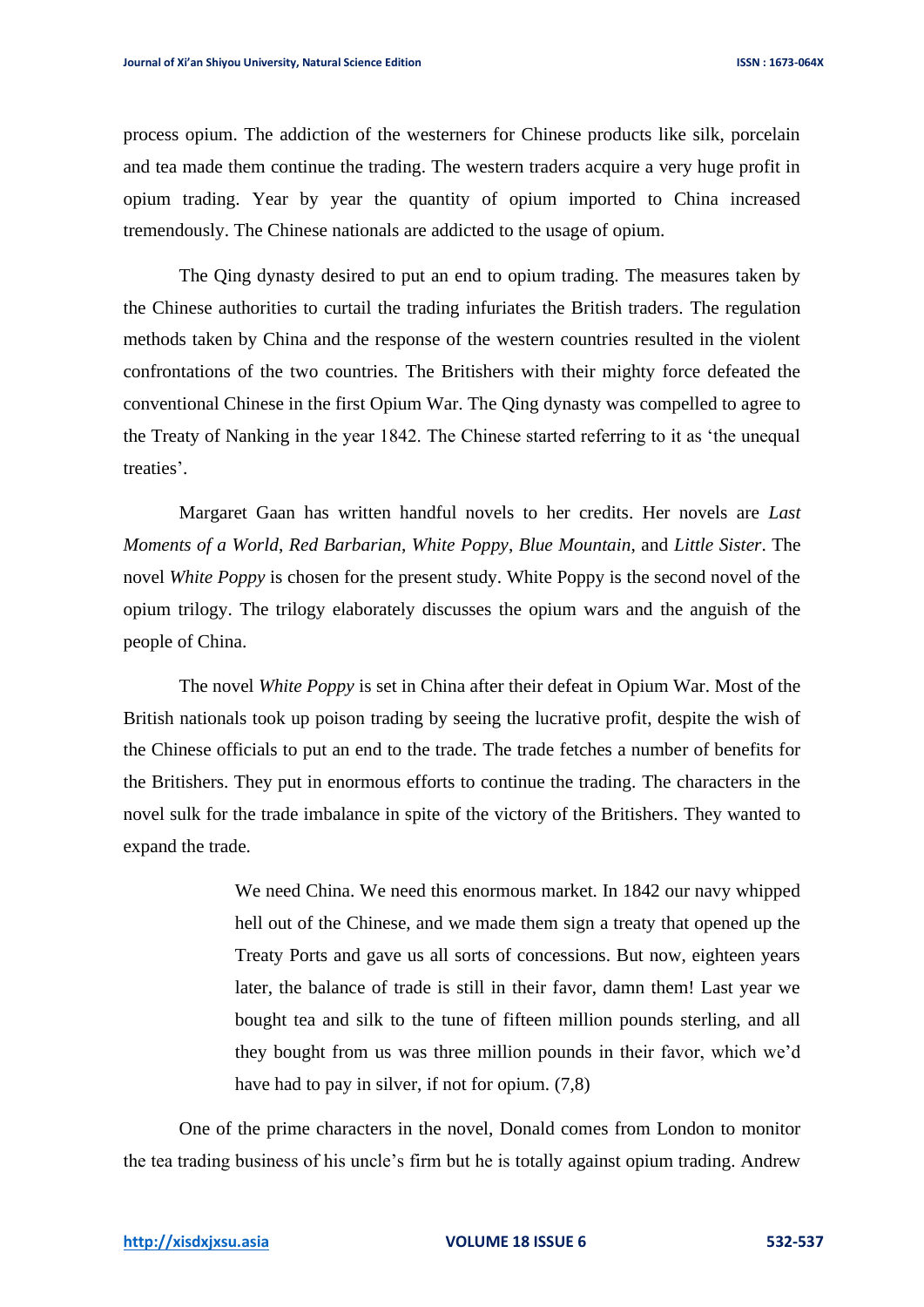process opium. The addiction of the westerners for Chinese products like silk, porcelain and tea made them continue the trading. The western traders acquire a very huge profit in opium trading. Year by year the quantity of opium imported to China increased tremendously. The Chinese nationals are addicted to the usage of opium.

The Qing dynasty desired to put an end to opium trading. The measures taken by the Chinese authorities to curtail the trading infuriates the British traders. The regulation methods taken by China and the response of the western countries resulted in the violent confrontations of the two countries. The Britishers with their mighty force defeated the conventional Chinese in the first Opium War. The Qing dynasty was compelled to agree to the Treaty of Nanking in the year 1842. The Chinese started referring to it as 'the unequal treaties'.

Margaret Gaan has written handful novels to her credits. Her novels are *Last Moments of a World*, *Red Barbarian*, *White Poppy*, *Blue Mountain*, and *Little Sister*. The novel *White Poppy* is chosen for the present study. White Poppy is the second novel of the opium trilogy. The trilogy elaborately discusses the opium wars and the anguish of the people of China.

The novel *White Poppy* is set in China after their defeat in Opium War. Most of the British nationals took up poison trading by seeing the lucrative profit, despite the wish of the Chinese officials to put an end to the trade. The trade fetches a number of benefits for the Britishers. They put in enormous efforts to continue the trading. The characters in the novel sulk for the trade imbalance in spite of the victory of the Britishers. They wanted to expand the trade.

> We need China. We need this enormous market. In 1842 our navy whipped hell out of the Chinese, and we made them sign a treaty that opened up the Treaty Ports and gave us all sorts of concessions. But now, eighteen years later, the balance of trade is still in their favor, damn them! Last year we bought tea and silk to the tune of fifteen million pounds sterling, and all they bought from us was three million pounds in their favor, which we'd have had to pay in silver, if not for opium. (7,8)

One of the prime characters in the novel, Donald comes from London to monitor the tea trading business of his uncle's firm but he is totally against opium trading. Andrew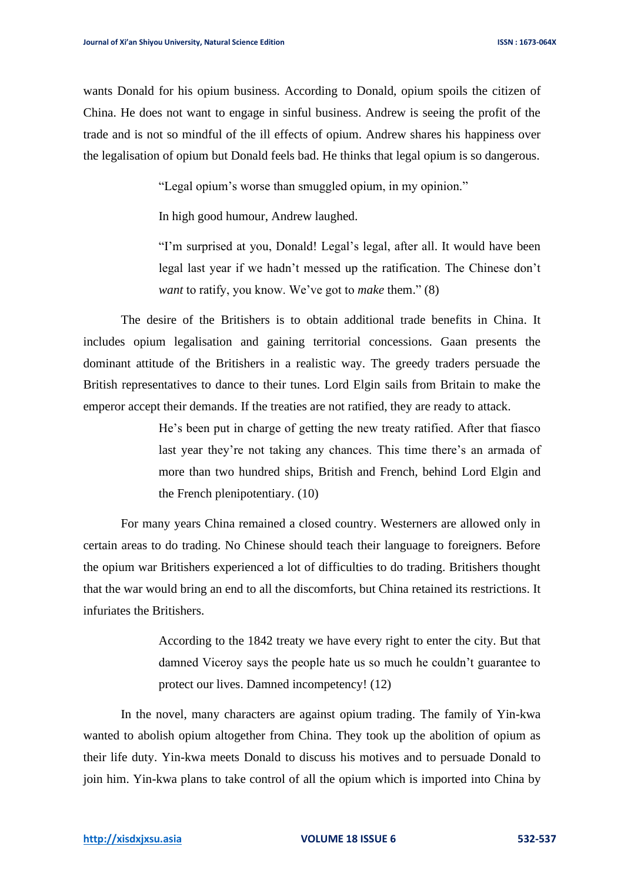wants Donald for his opium business. According to Donald, opium spoils the citizen of China. He does not want to engage in sinful business. Andrew is seeing the profit of the trade and is not so mindful of the ill effects of opium. Andrew shares his happiness over the legalisation of opium but Donald feels bad. He thinks that legal opium is so dangerous.

> "Legal opium's worse than smuggled opium, in my opinion."
>
> In high good humour, Andrew laughed.
>
> "I'm surprised at you, Donald! Legal's legal, after all. It would have been legal last year if we hadn't messed up the ratification. The Chinese don't *want* to ratify, you know. We've got to *make* them." (8)

The desire of the Britishers is to obtain additional trade benefits in China. It includes opium legalisation and gaining territorial concessions. Gaan presents the dominant attitude of the Britishers in a realistic way. The greedy traders persuade the British representatives to dance to their tunes. Lord Elgin sails from Britain to make the emperor accept their demands. If the treaties are not ratified, they are ready to attack.

> He's been put in charge of getting the new treaty ratified. After that fiasco last year they're not taking any chances. This time there's an armada of more than two hundred ships, British and French, behind Lord Elgin and the French plenipotentiary. (10)

For many years China remained a closed country. Westerners are allowed only in certain areas to do trading. No Chinese should teach their language to foreigners. Before the opium war Britishers experienced a lot of difficulties to do trading. Britishers thought that the war would bring an end to all the discomforts, but China retained its restrictions. It infuriates the Britishers.

> According to the 1842 treaty we have every right to enter the city. But that damned Viceroy says the people hate us so much he couldn't guarantee to protect our lives. Damned incompetency! (12)

In the novel, many characters are against opium trading. The family of Yin-kwa wanted to abolish opium altogether from China. They took up the abolition of opium as their life duty. Yin-kwa meets Donald to discuss his motives and to persuade Donald to join him. Yin-kwa plans to take control of all the opium which is imported into China by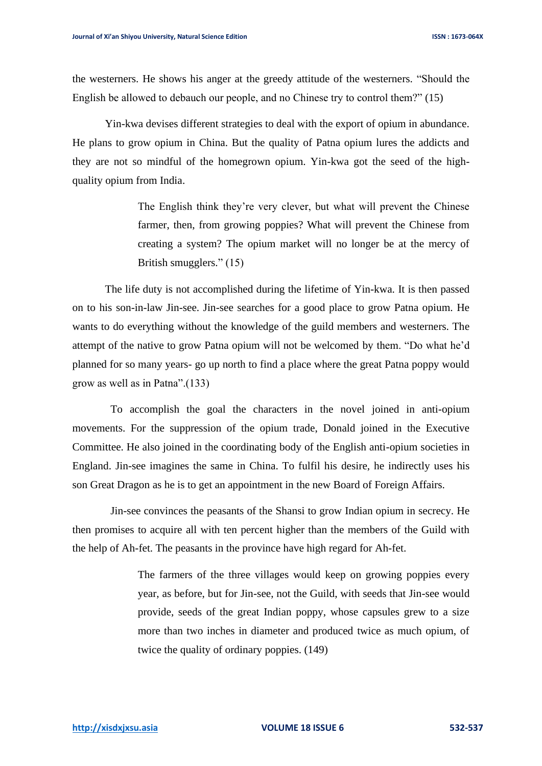the westerners. He shows his anger at the greedy attitude of the westerners. "Should the English be allowed to debauch our people, and no Chinese try to control them?" (15)

Yin-kwa devises different strategies to deal with the export of opium in abundance. He plans to grow opium in China. But the quality of Patna opium lures the addicts and they are not so mindful of the homegrown opium. Yin-kwa got the seed of the high-quality opium from India.

> The English think they're very clever, but what will prevent the Chinese farmer, then, from growing poppies? What will prevent the Chinese from creating a system? The opium market will no longer be at the mercy of British smugglers." (15)

The life duty is not accomplished during the lifetime of Yin-kwa. It is then passed on to his son-in-law Jin-see. Jin-see searches for a good place to grow Patna opium. He wants to do everything without the knowledge of the guild members and westerners. The attempt of the native to grow Patna opium will not be welcomed by them. "Do what he'd planned for so many years- go up north to find a place where the great Patna poppy would grow as well as in Patna".(133)

To accomplish the goal the characters in the novel joined in anti-opium movements. For the suppression of the opium trade, Donald joined in the Executive Committee. He also joined in the coordinating body of the English anti-opium societies in England. Jin-see imagines the same in China. To fulfil his desire, he indirectly uses his son Great Dragon as he is to get an appointment in the new Board of Foreign Affairs.

Jin-see convinces the peasants of the Shansi to grow Indian opium in secrecy. He then promises to acquire all with ten percent higher than the members of the Guild with the help of Ah-fet. The peasants in the province have high regard for Ah-fet.

> The farmers of the three villages would keep on growing poppies every year, as before, but for Jin-see, not the Guild, with seeds that Jin-see would provide, seeds of the great Indian poppy, whose capsules grew to a size more than two inches in diameter and produced twice as much opium, of twice the quality of ordinary poppies. (149)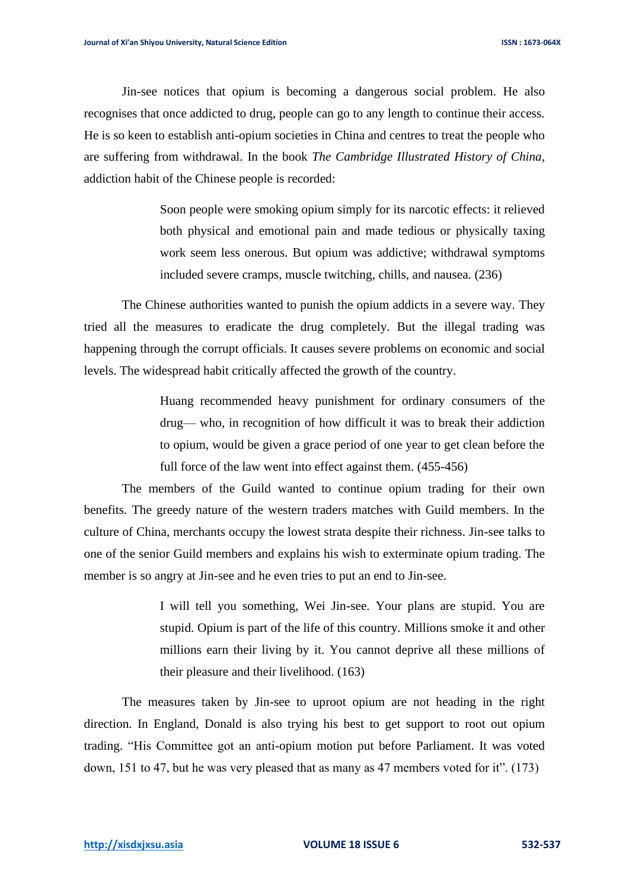Jin-see notices that opium is becoming a dangerous social problem. He also recognises that once addicted to drug, people can go to any length to continue their access. He is so keen to establish anti-opium societies in China and centres to treat the people who are suffering from withdrawal. In the book *The Cambridge Illustrated History of China*, addiction habit of the Chinese people is recorded:

> Soon people were smoking opium simply for its narcotic effects: it relieved both physical and emotional pain and made tedious or physically taxing work seem less onerous. But opium was addictive; withdrawal symptoms included severe cramps, muscle twitching, chills, and nausea. (236)

The Chinese authorities wanted to punish the opium addicts in a severe way. They tried all the measures to eradicate the drug completely. But the illegal trading was happening through the corrupt officials. It causes severe problems on economic and social levels. The widespread habit critically affected the growth of the country.

> Huang recommended heavy punishment for ordinary consumers of the drug— who, in recognition of how difficult it was to break their addiction to opium, would be given a grace period of one year to get clean before the full force of the law went into effect against them. (455-456)

The members of the Guild wanted to continue opium trading for their own benefits. The greedy nature of the western traders matches with Guild members. In the culture of China, merchants occupy the lowest strata despite their richness. Jin-see talks to one of the senior Guild members and explains his wish to exterminate opium trading. The member is so angry at Jin-see and he even tries to put an end to Jin-see.

> I will tell you something, Wei Jin-see. Your plans are stupid. You are stupid. Opium is part of the life of this country. Millions smoke it and other millions earn their living by it. You cannot deprive all these millions of their pleasure and their livelihood. (163)

The measures taken by Jin-see to uproot opium are not heading in the right direction. In England, Donald is also trying his best to get support to root out opium trading. "His Committee got an anti-opium motion put before Parliament. It was voted down, 151 to 47, but he was very pleased that as many as 47 members voted for it". (173)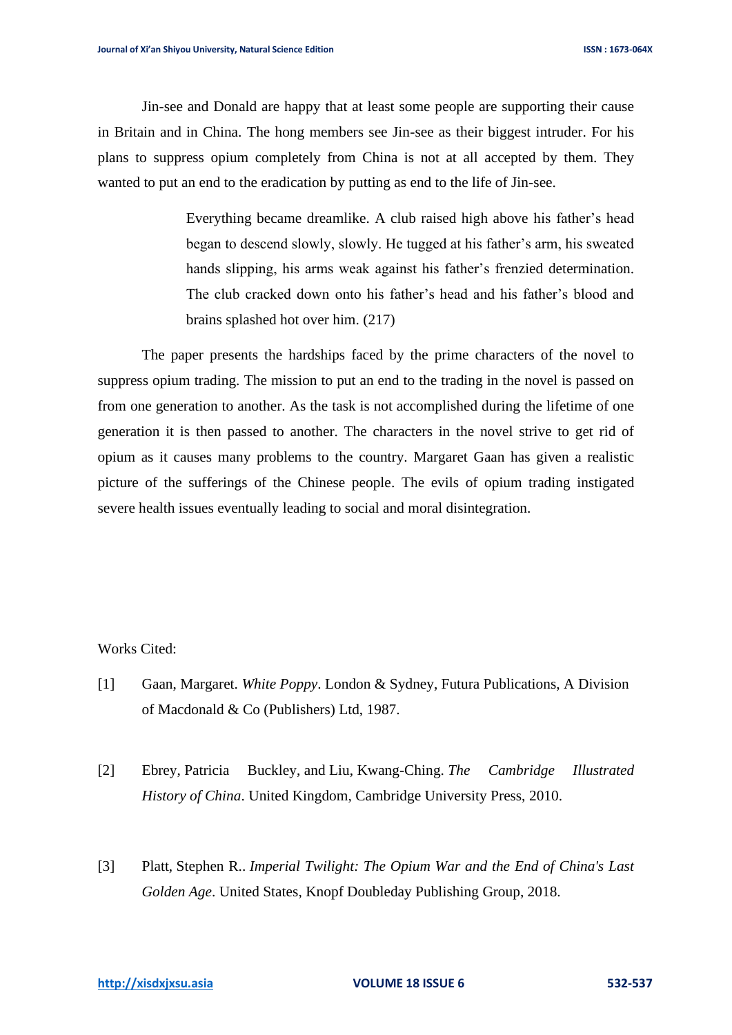Jin-see and Donald are happy that at least some people are supporting their cause in Britain and in China. The hong members see Jin-see as their biggest intruder. For his plans to suppress opium completely from China is not at all accepted by them. They wanted to put an end to the eradication by putting as end to the life of Jin-see.

> Everything became dreamlike. A club raised high above his father's head began to descend slowly, slowly. He tugged at his father's arm, his sweated hands slipping, his arms weak against his father's frenzied determination. The club cracked down onto his father's head and his father's blood and brains splashed hot over him. (217)

The paper presents the hardships faced by the prime characters of the novel to suppress opium trading. The mission to put an end to the trading in the novel is passed on from one generation to another. As the task is not accomplished during the lifetime of one generation it is then passed to another. The characters in the novel strive to get rid of opium as it causes many problems to the country. Margaret Gaan has given a realistic picture of the sufferings of the Chinese people. The evils of opium trading instigated severe health issues eventually leading to social and moral disintegration.

Works Cited:

[1] Gaan, Margaret. *White Poppy*. London & Sydney, Futura Publications, A Division of Macdonald & Co (Publishers) Ltd, 1987.

[2] Ebrey, Patricia Buckley, and Liu, Kwang-Ching. *The Cambridge Illustrated History of China*. United Kingdom, Cambridge University Press, 2010.

[3] Platt, Stephen R.. *Imperial Twilight: The Opium War and the End of China's Last Golden Age*. United States, Knopf Doubleday Publishing Group, 2018.